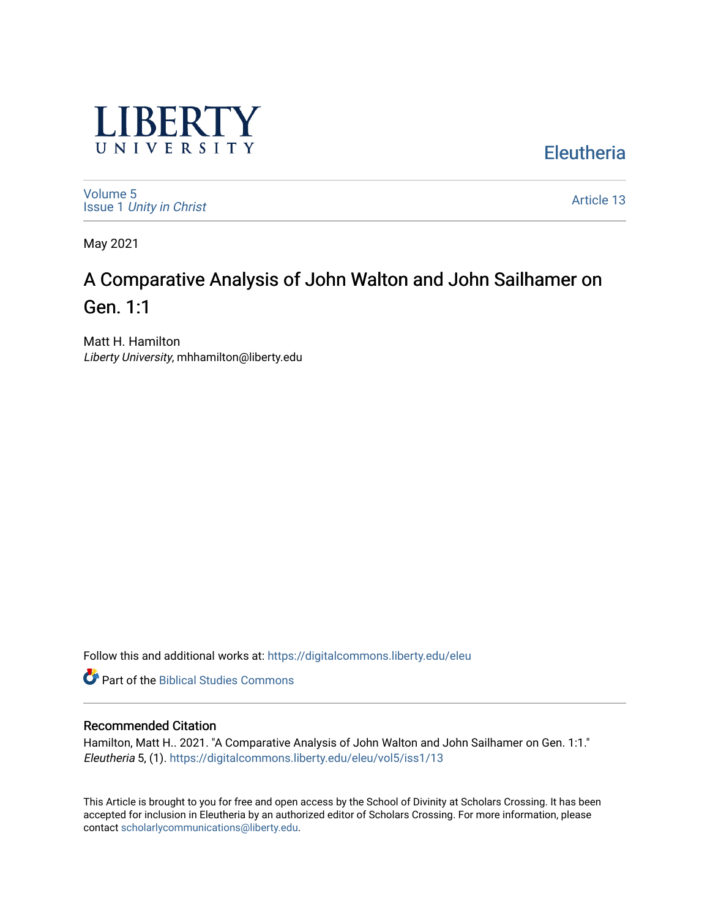LIBERTY UNIVERSITY

Eleutheria

Volume 5
Issue 1 *Unity in Christ*

Article 13

May 2021

# A Comparative Analysis of John Walton and John Sailhamer on Gen. 1:1

Matt H. Hamilton
*Liberty University*, mhhamilton@liberty.edu

Follow this and additional works at: https://digitalcommons.liberty.edu/eleu

Part of the Biblical Studies Commons

## Recommended Citation

Hamilton, Matt H.. 2021. "A Comparative Analysis of John Walton and John Sailhamer on Gen. 1:1." *Eleutheria* 5, (1). https://digitalcommons.liberty.edu/eleu/vol5/iss1/13

This Article is brought to you for free and open access by the School of Divinity at Scholars Crossing. It has been accepted for inclusion in Eleutheria by an authorized editor of Scholars Crossing. For more information, please contact scholarlycommunications@liberty.edu.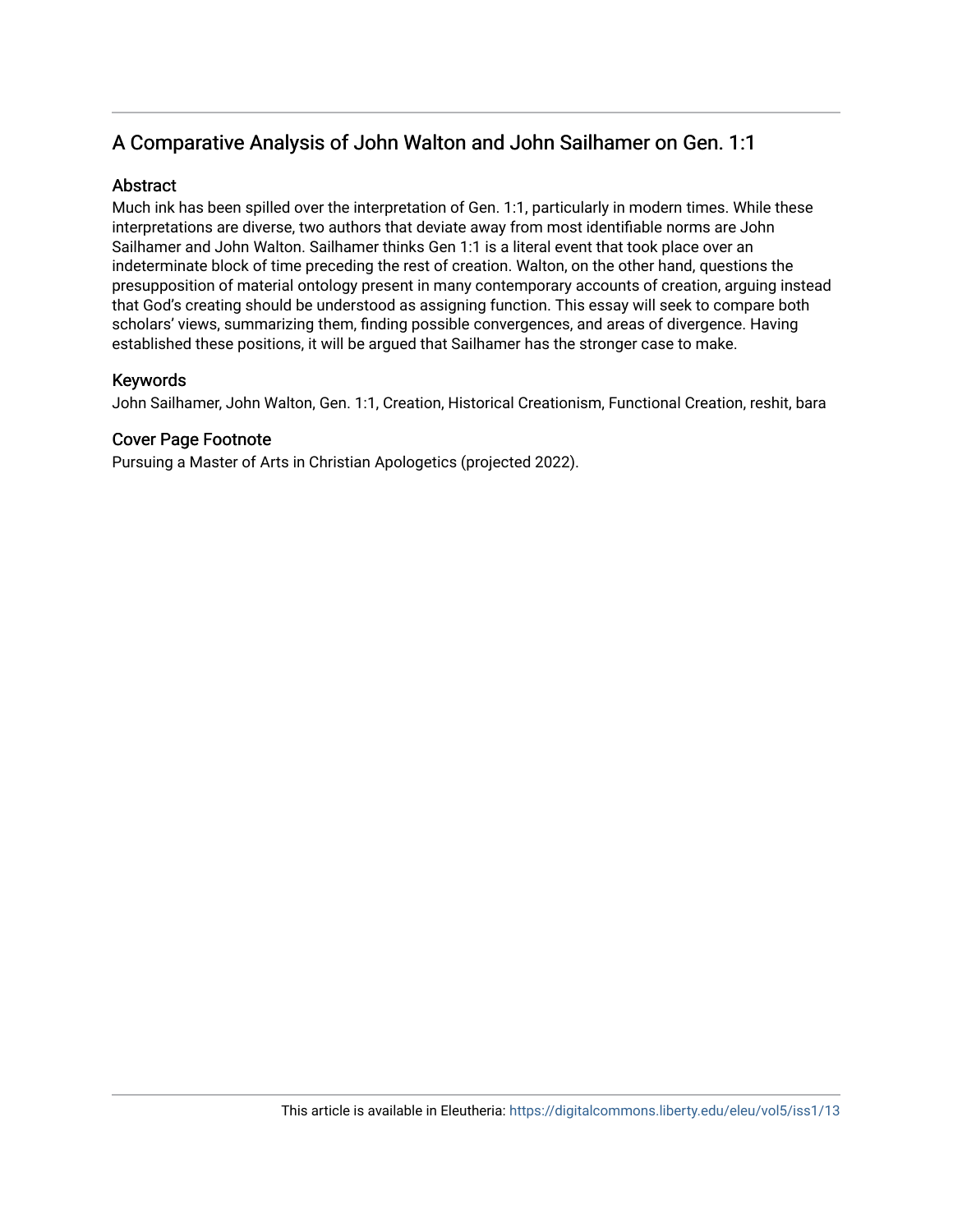# A Comparative Analysis of John Walton and John Sailhamer on Gen. 1:1

## Abstract

Much ink has been spilled over the interpretation of Gen. 1:1, particularly in modern times. While these interpretations are diverse, two authors that deviate away from most identifiable norms are John Sailhamer and John Walton. Sailhamer thinks Gen 1:1 is a literal event that took place over an indeterminate block of time preceding the rest of creation. Walton, on the other hand, questions the presupposition of material ontology present in many contemporary accounts of creation, arguing instead that God's creating should be understood as assigning function. This essay will seek to compare both scholars' views, summarizing them, finding possible convergences, and areas of divergence. Having established these positions, it will be argued that Sailhamer has the stronger case to make.

## Keywords

John Sailhamer, John Walton, Gen. 1:1, Creation, Historical Creationism, Functional Creation, reshit, bara

## Cover Page Footnote

Pursuing a Master of Arts in Christian Apologetics (projected 2022).

This article is available in Eleutheria: https://digitalcommons.liberty.edu/eleu/vol5/iss1/13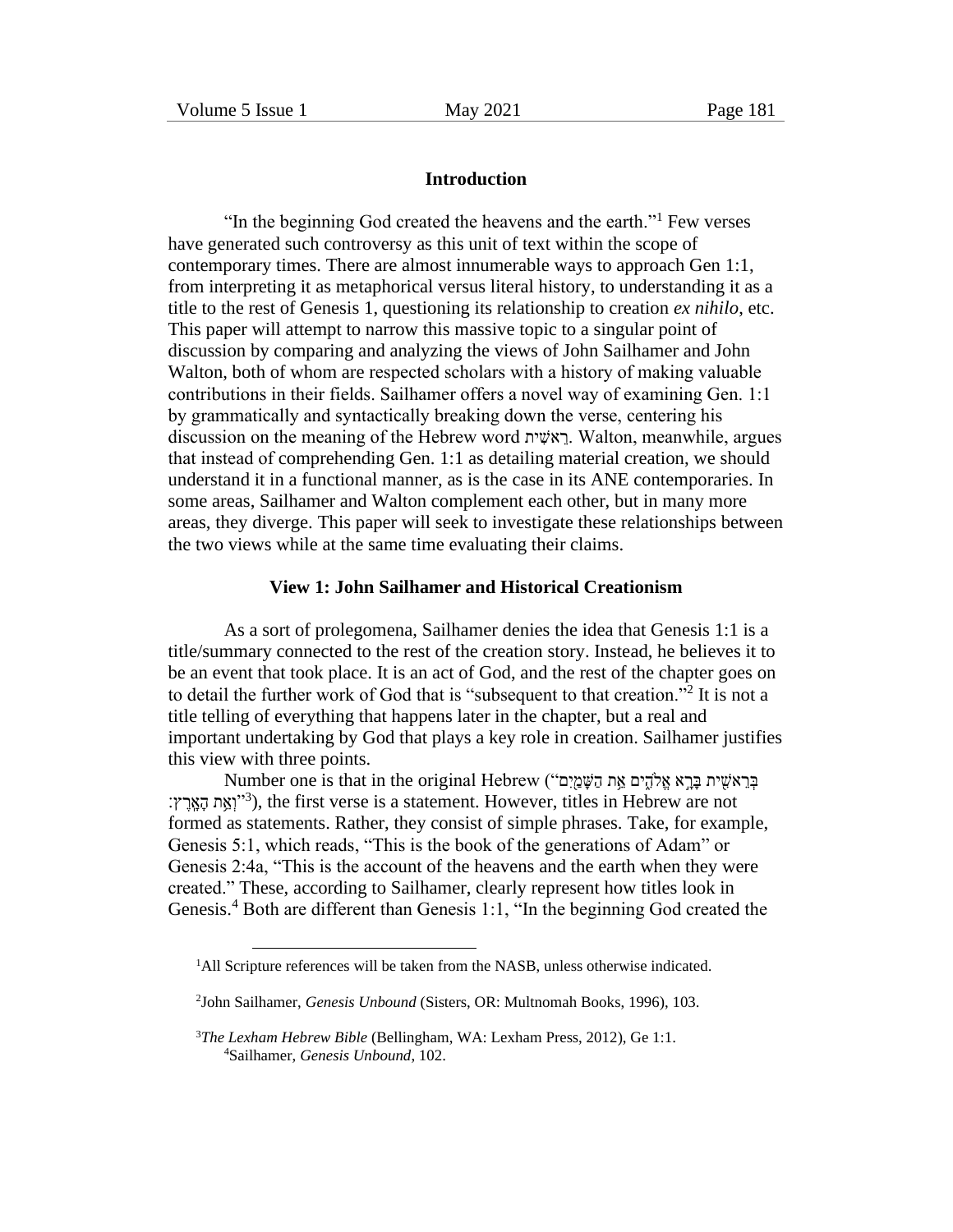## Introduction

"In the beginning God created the heavens and the earth."[1] Few verses have generated such controversy as this unit of text within the scope of contemporary times. There are almost innumerable ways to approach Gen 1:1, from interpreting it as metaphorical versus literal history, to understanding it as a title to the rest of Genesis 1, questioning its relationship to creation *ex nihilo*, etc. This paper will attempt to narrow this massive topic to a singular point of discussion by comparing and analyzing the views of John Sailhamer and John Walton, both of whom are respected scholars with a history of making valuable contributions in their fields. Sailhamer offers a novel way of examining Gen. 1:1 by grammatically and syntactically breaking down the verse, centering his discussion on the meaning of the Hebrew word רֵאשִׁית. Walton, meanwhile, argues that instead of comprehending Gen. 1:1 as detailing material creation, we should understand it in a functional manner, as is the case in its ANE contemporaries. In some areas, Sailhamer and Walton complement each other, but in many more areas, they diverge. This paper will seek to investigate these relationships between the two views while at the same time evaluating their claims.

## View 1: John Sailhamer and Historical Creationism

As a sort of prolegomena, Sailhamer denies the idea that Genesis 1:1 is a title/summary connected to the rest of the creation story. Instead, he believes it to be an event that took place. It is an act of God, and the rest of the chapter goes on to detail the further work of God that is "subsequent to that creation."[2] It is not a title telling of everything that happens later in the chapter, but a real and important undertaking by God that plays a key role in creation. Sailhamer justifies this view with three points.

Number one is that in the original Hebrew ("בְּרֵאשִׁית בָּרָא אֱלֹהִים אֵת הַשָּׁמַיִם וְאֵת הָאָרֶץ׃"[3]), the first verse is a statement. However, titles in Hebrew are not formed as statements. Rather, they consist of simple phrases. Take, for example, Genesis 5:1, which reads, "This is the book of the generations of Adam" or Genesis 2:4a, "This is the account of the heavens and the earth when they were created." These, according to Sailhamer, clearly represent how titles look in Genesis.[4] Both are different than Genesis 1:1, "In the beginning God created the

---

[1]All Scripture references will be taken from the NASB, unless otherwise indicated.

[2]John Sailhamer, *Genesis Unbound* (Sisters, OR: Multnomah Books, 1996), 103.

[3]*The Lexham Hebrew Bible* (Bellingham, WA: Lexham Press, 2012), Ge 1:1.

[4]Sailhamer, *Genesis Unbound*, 102.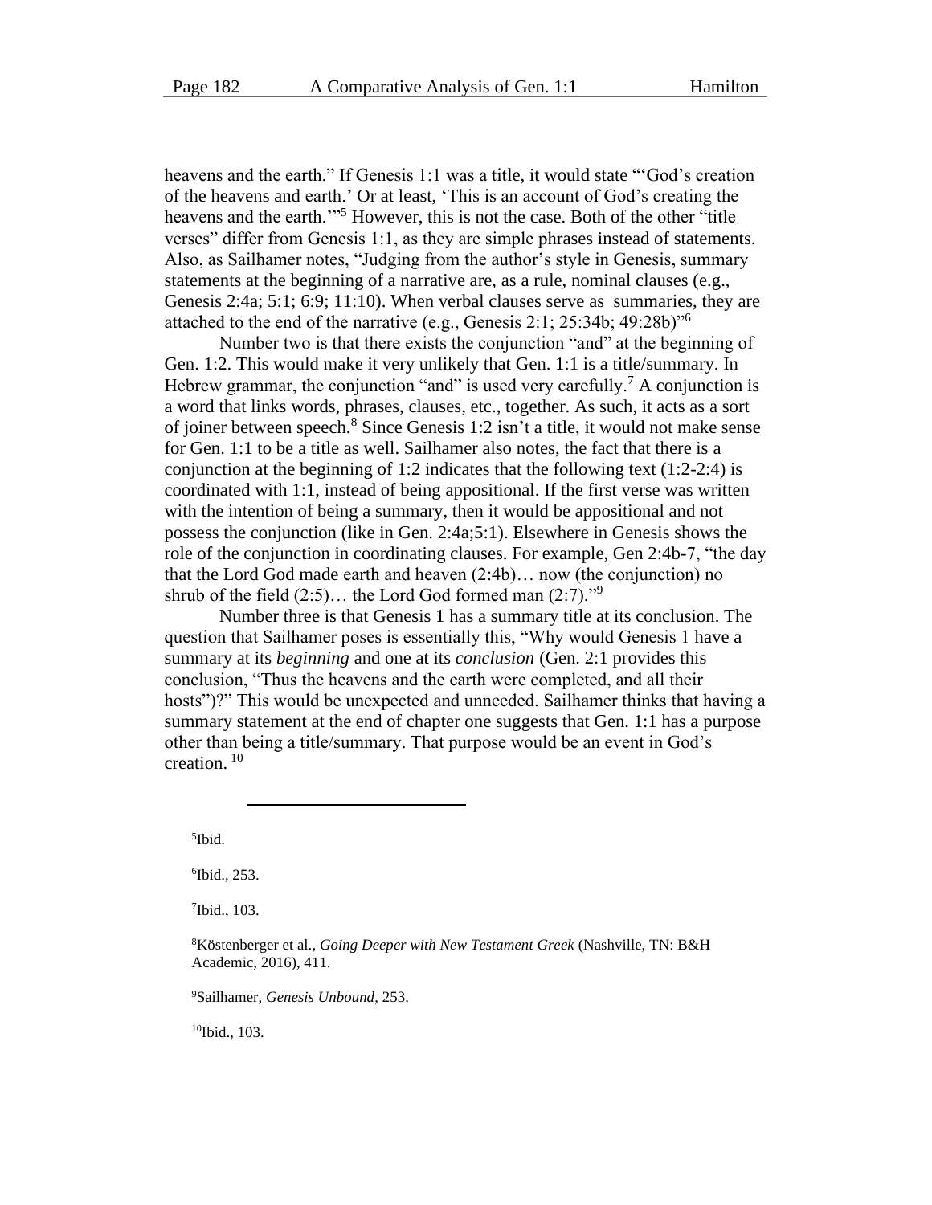heavens and the earth." If Genesis 1:1 was a title, it would state "'God's creation of the heavens and earth.' Or at least, 'This is an account of God's creating the heavens and the earth.'"[5] However, this is not the case. Both of the other "title verses" differ from Genesis 1:1, as they are simple phrases instead of statements. Also, as Sailhamer notes, "Judging from the author's style in Genesis, summary statements at the beginning of a narrative are, as a rule, nominal clauses (e.g., Genesis 2:4a; 5:1; 6:9; 11:10). When verbal clauses serve as summaries, they are attached to the end of the narrative (e.g., Genesis 2:1; 25:34b; 49:28b)"[6]

Number two is that there exists the conjunction "and" at the beginning of Gen. 1:2. This would make it very unlikely that Gen. 1:1 is a title/summary. In Hebrew grammar, the conjunction "and" is used very carefully.[7] A conjunction is a word that links words, phrases, clauses, etc., together. As such, it acts as a sort of joiner between speech.[8] Since Genesis 1:2 isn't a title, it would not make sense for Gen. 1:1 to be a title as well. Sailhamer also notes, the fact that there is a conjunction at the beginning of 1:2 indicates that the following text (1:2-2:4) is coordinated with 1:1, instead of being appositional. If the first verse was written with the intention of being a summary, then it would be appositional and not possess the conjunction (like in Gen. 2:4a;5:1). Elsewhere in Genesis shows the role of the conjunction in coordinating clauses. For example, Gen 2:4b-7, "the day that the Lord God made earth and heaven (2:4b)… now (the conjunction) no shrub of the field (2:5)… the Lord God formed man (2:7)."[9]

Number three is that Genesis 1 has a summary title at its conclusion. The question that Sailhamer poses is essentially this, "Why would Genesis 1 have a summary at its *beginning* and one at its *conclusion* (Gen. 2:1 provides this conclusion, "Thus the heavens and the earth were completed, and all their hosts")?" This would be unexpected and unneeded. Sailhamer thinks that having a summary statement at the end of chapter one suggests that Gen. 1:1 has a purpose other than being a title/summary. That purpose would be an event in God's creation. [10]

---

[5]Ibid.

[6]Ibid., 253.

[7]Ibid., 103.

[8]Köstenberger et al., *Going Deeper with New Testament Greek* (Nashville, TN: B&H Academic, 2016), 411.

[9]Sailhamer, *Genesis Unbound*, 253.

[10]Ibid., 103.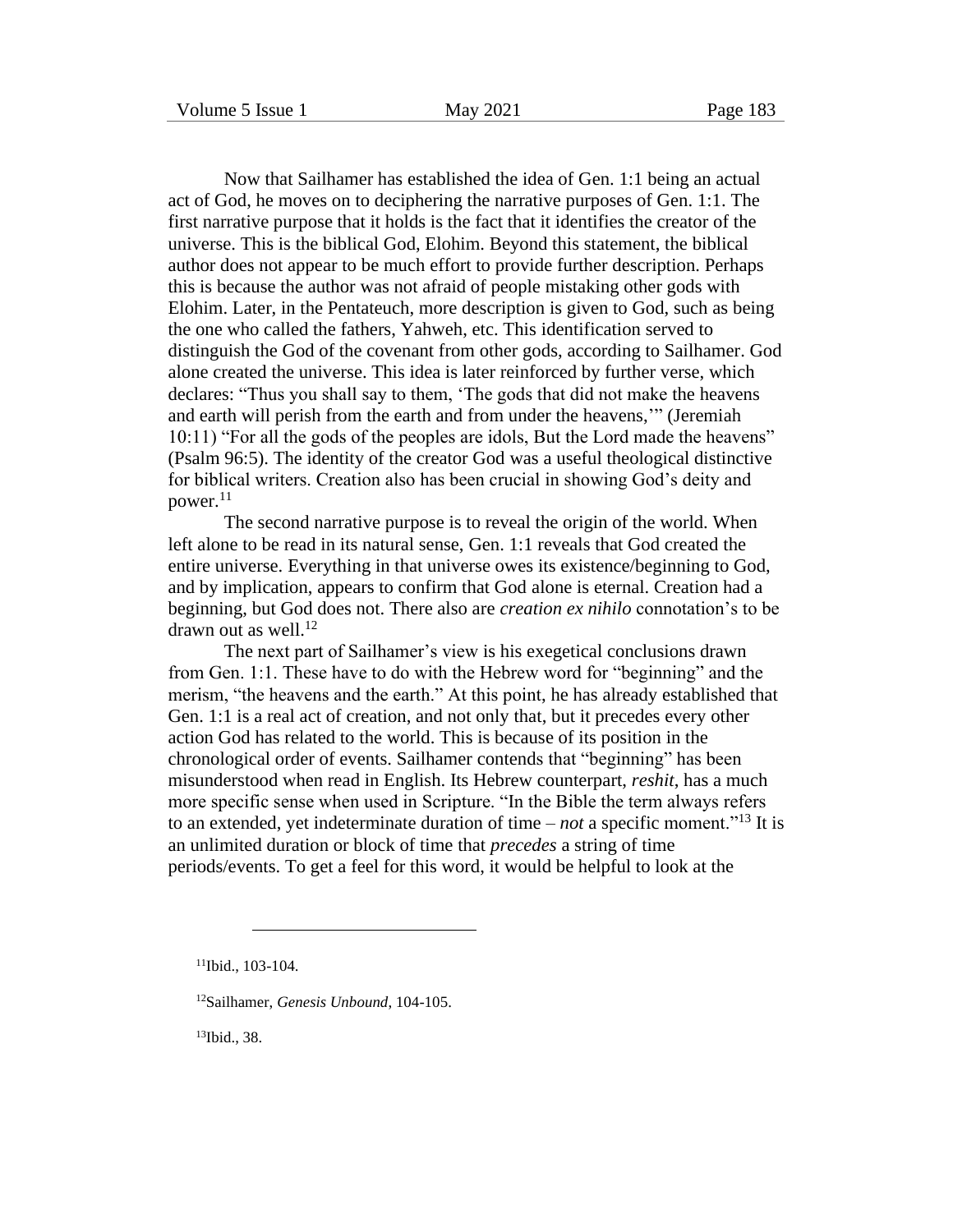Now that Sailhamer has established the idea of Gen. 1:1 being an actual act of God, he moves on to deciphering the narrative purposes of Gen. 1:1. The first narrative purpose that it holds is the fact that it identifies the creator of the universe. This is the biblical God, Elohim. Beyond this statement, the biblical author does not appear to be much effort to provide further description. Perhaps this is because the author was not afraid of people mistaking other gods with Elohim. Later, in the Pentateuch, more description is given to God, such as being the one who called the fathers, Yahweh, etc. This identification served to distinguish the God of the covenant from other gods, according to Sailhamer. God alone created the universe. This idea is later reinforced by further verse, which declares: "Thus you shall say to them, 'The gods that did not make the heavens and earth will perish from the earth and from under the heavens,'" (Jeremiah 10:11) "For all the gods of the peoples are idols, But the Lord made the heavens" (Psalm 96:5). The identity of the creator God was a useful theological distinctive for biblical writers. Creation also has been crucial in showing God's deity and power.[11]

The second narrative purpose is to reveal the origin of the world. When left alone to be read in its natural sense, Gen. 1:1 reveals that God created the entire universe. Everything in that universe owes its existence/beginning to God, and by implication, appears to confirm that God alone is eternal. Creation had a beginning, but God does not. There also are *creation ex nihilo* connotation's to be drawn out as well.[12]

The next part of Sailhamer's view is his exegetical conclusions drawn from Gen. 1:1. These have to do with the Hebrew word for "beginning" and the merism, "the heavens and the earth." At this point, he has already established that Gen. 1:1 is a real act of creation, and not only that, but it precedes every other action God has related to the world. This is because of its position in the chronological order of events. Sailhamer contends that "beginning" has been misunderstood when read in English. Its Hebrew counterpart, *reshit*, has a much more specific sense when used in Scripture. "In the Bible the term always refers to an extended, yet indeterminate duration of time – *not* a specific moment."[13] It is an unlimited duration or block of time that *precedes* a string of time periods/events. To get a feel for this word, it would be helpful to look at the

---

[11] Ibid., 103-104.

[12] Sailhamer, *Genesis Unbound*, 104-105.

[13] Ibid., 38.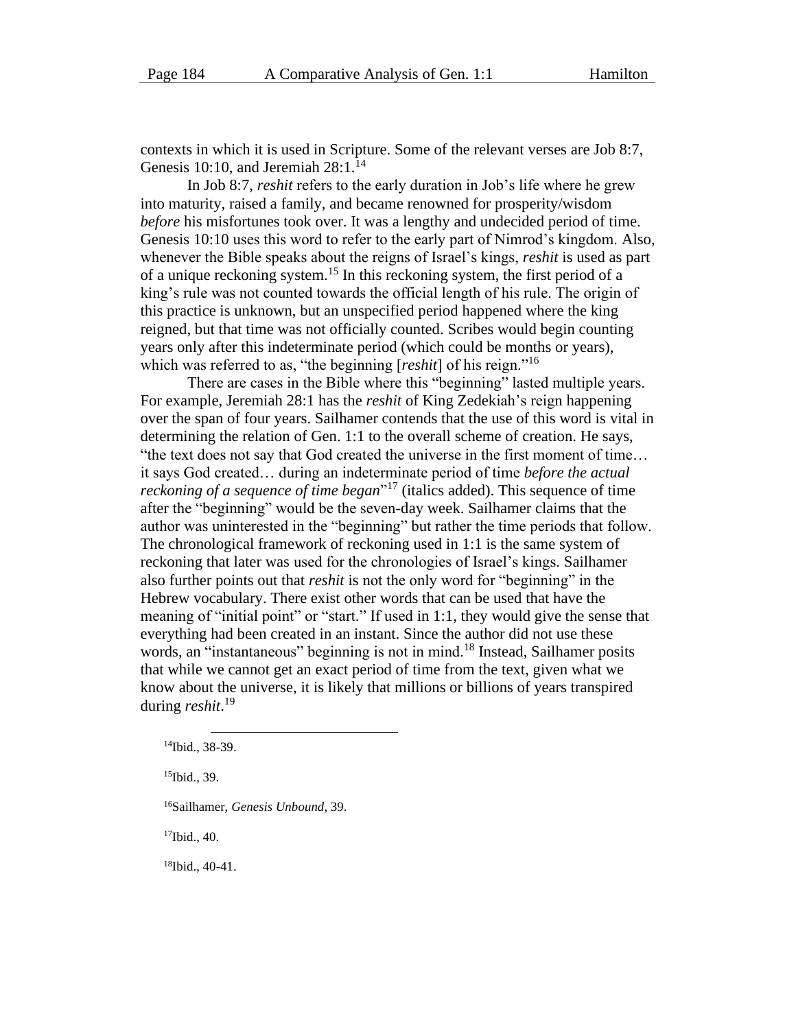contexts in which it is used in Scripture. Some of the relevant verses are Job 8:7, Genesis 10:10, and Jeremiah 28:1.[14]

In Job 8:7, *reshit* refers to the early duration in Job's life where he grew into maturity, raised a family, and became renowned for prosperity/wisdom *before* his misfortunes took over. It was a lengthy and undecided period of time. Genesis 10:10 uses this word to refer to the early part of Nimrod's kingdom. Also, whenever the Bible speaks about the reigns of Israel's kings, *reshit* is used as part of a unique reckoning system.[15] In this reckoning system, the first period of a king's rule was not counted towards the official length of his rule. The origin of this practice is unknown, but an unspecified period happened where the king reigned, but that time was not officially counted. Scribes would begin counting years only after this indeterminate period (which could be months or years), which was referred to as, "the beginning [*reshit*] of his reign."[16]

There are cases in the Bible where this "beginning" lasted multiple years. For example, Jeremiah 28:1 has the *reshit* of King Zedekiah's reign happening over the span of four years. Sailhamer contends that the use of this word is vital in determining the relation of Gen. 1:1 to the overall scheme of creation. He says, "the text does not say that God created the universe in the first moment of time… it says God created… during an indeterminate period of time *before the actual reckoning of a sequence of time began*"[17] (italics added). This sequence of time after the "beginning" would be the seven-day week. Sailhamer claims that the author was uninterested in the "beginning" but rather the time periods that follow. The chronological framework of reckoning used in 1:1 is the same system of reckoning that later was used for the chronologies of Israel's kings. Sailhamer also further points out that *reshit* is not the only word for "beginning" in the Hebrew vocabulary. There exist other words that can be used that have the meaning of "initial point" or "start." If used in 1:1, they would give the sense that everything had been created in an instant. Since the author did not use these words, an "instantaneous" beginning is not in mind.[18] Instead, Sailhamer posits that while we cannot get an exact period of time from the text, given what we know about the universe, it is likely that millions or billions of years transpired during *reshit*.[19]

---

[14]Ibid., 38-39.

[15]Ibid., 39.

[16]Sailhamer, *Genesis Unbound*, 39.

[17]Ibid., 40.

[18]Ibid., 40-41.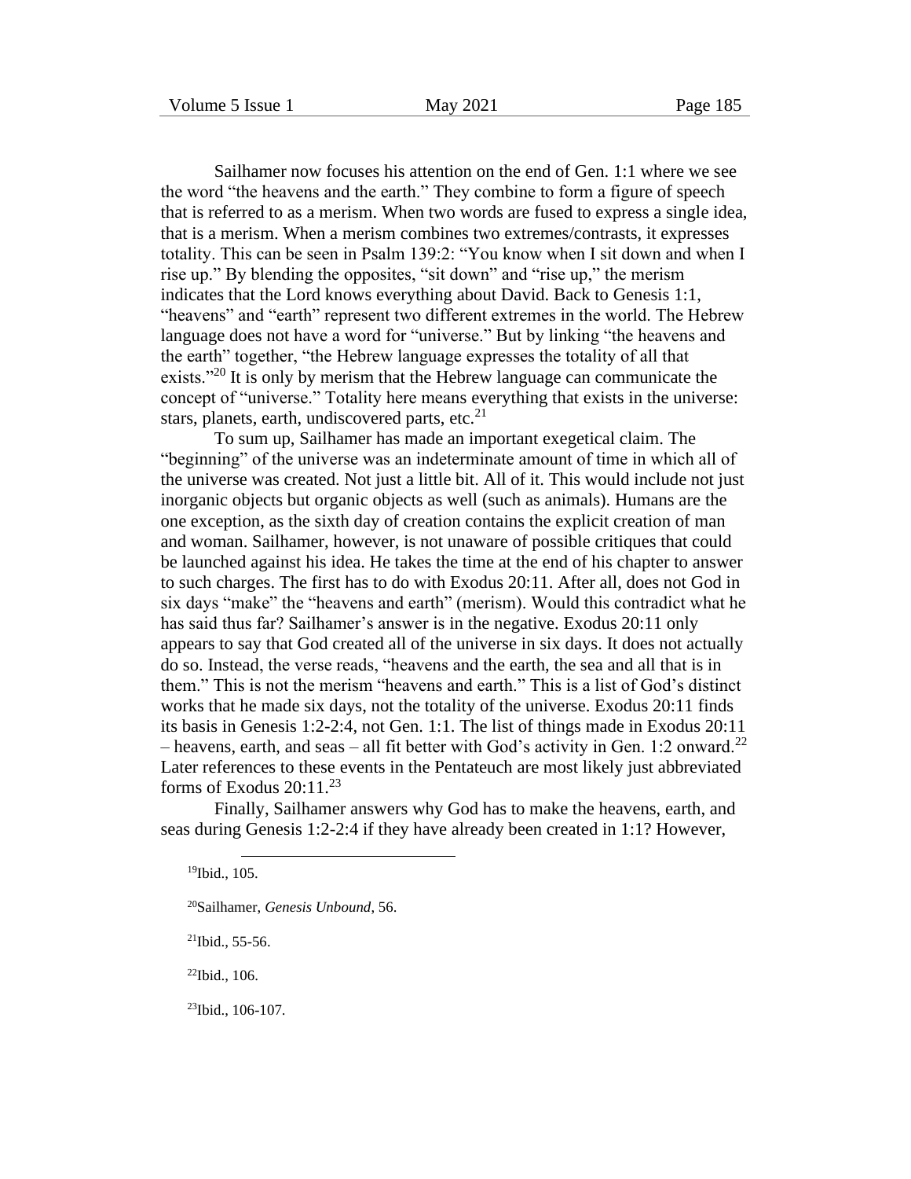Sailhamer now focuses his attention on the end of Gen. 1:1 where we see the word "the heavens and the earth." They combine to form a figure of speech that is referred to as a merism. When two words are fused to express a single idea, that is a merism. When a merism combines two extremes/contrasts, it expresses totality. This can be seen in Psalm 139:2: "You know when I sit down and when I rise up." By blending the opposites, "sit down" and "rise up," the merism indicates that the Lord knows everything about David. Back to Genesis 1:1, "heavens" and "earth" represent two different extremes in the world. The Hebrew language does not have a word for "universe." But by linking "the heavens and the earth" together, "the Hebrew language expresses the totality of all that exists."[20] It is only by merism that the Hebrew language can communicate the concept of "universe." Totality here means everything that exists in the universe: stars, planets, earth, undiscovered parts, etc.[21]

To sum up, Sailhamer has made an important exegetical claim. The "beginning" of the universe was an indeterminate amount of time in which all of the universe was created. Not just a little bit. All of it. This would include not just inorganic objects but organic objects as well (such as animals). Humans are the one exception, as the sixth day of creation contains the explicit creation of man and woman. Sailhamer, however, is not unaware of possible critiques that could be launched against his idea. He takes the time at the end of his chapter to answer to such charges. The first has to do with Exodus 20:11. After all, does not God in six days "make" the "heavens and earth" (merism). Would this contradict what he has said thus far? Sailhamer's answer is in the negative. Exodus 20:11 only appears to say that God created all of the universe in six days. It does not actually do so. Instead, the verse reads, "heavens and the earth, the sea and all that is in them." This is not the merism "heavens and earth." This is a list of God's distinct works that he made six days, not the totality of the universe. Exodus 20:11 finds its basis in Genesis 1:2-2:4, not Gen. 1:1. The list of things made in Exodus 20:11 – heavens, earth, and seas – all fit better with God's activity in Gen. 1:2 onward.[22] Later references to these events in the Pentateuch are most likely just abbreviated forms of Exodus 20:11.[23]

Finally, Sailhamer answers why God has to make the heavens, earth, and seas during Genesis 1:2-2:4 if they have already been created in 1:1? However,

---

[19]Ibid., 105.

[20]Sailhamer, *Genesis Unbound*, 56.

[21]Ibid., 55-56.

[22]Ibid., 106.

[23]Ibid., 106-107.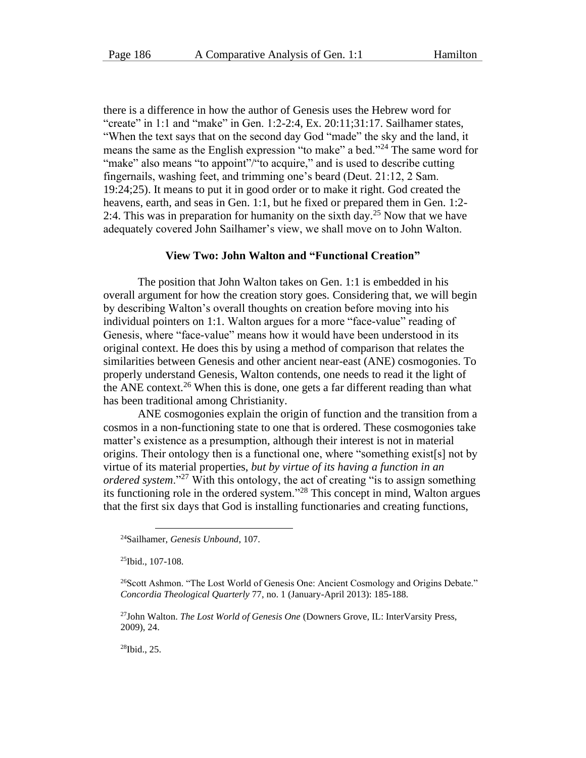there is a difference in how the author of Genesis uses the Hebrew word for "create" in 1:1 and "make" in Gen. 1:2-2:4, Ex. 20:11;31:17. Sailhamer states, "When the text says that on the second day God "made" the sky and the land, it means the same as the English expression "to make" a bed."[24] The same word for "make" also means "to appoint"/"to acquire," and is used to describe cutting fingernails, washing feet, and trimming one's beard (Deut. 21:12, 2 Sam. 19:24;25). It means to put it in good order or to make it right. God created the heavens, earth, and seas in Gen. 1:1, but he fixed or prepared them in Gen. 1:2-2:4. This was in preparation for humanity on the sixth day.[25] Now that we have adequately covered John Sailhamer's view, we shall move on to John Walton.

## View Two: John Walton and "Functional Creation"

The position that John Walton takes on Gen. 1:1 is embedded in his overall argument for how the creation story goes. Considering that, we will begin by describing Walton's overall thoughts on creation before moving into his individual pointers on 1:1. Walton argues for a more "face-value" reading of Genesis, where "face-value" means how it would have been understood in its original context. He does this by using a method of comparison that relates the similarities between Genesis and other ancient near-east (ANE) cosmogonies. To properly understand Genesis, Walton contends, one needs to read it the light of the ANE context.[26] When this is done, one gets a far different reading than what has been traditional among Christianity.

ANE cosmogonies explain the origin of function and the transition from a cosmos in a non-functioning state to one that is ordered. These cosmogonies take matter's existence as a presumption, although their interest is not in material origins. Their ontology then is a functional one, where "something exist[s] not by virtue of its material properties, *but by virtue of its having a function in an ordered system*."[27] With this ontology, the act of creating "is to assign something its functioning role in the ordered system."[28] This concept in mind, Walton argues that the first six days that God is installing functionaries and creating functions,

---

[24]Sailhamer, *Genesis Unbound,* 107.

[25]Ibid., 107-108.

[26]Scott Ashmon. "The Lost World of Genesis One: Ancient Cosmology and Origins Debate." *Concordia Theological Quarterly* 77, no. 1 (January-April 2013): 185-188.

[27]John Walton. *The Lost World of Genesis One* (Downers Grove, IL: InterVarsity Press, 2009), 24.

[28]Ibid., 25.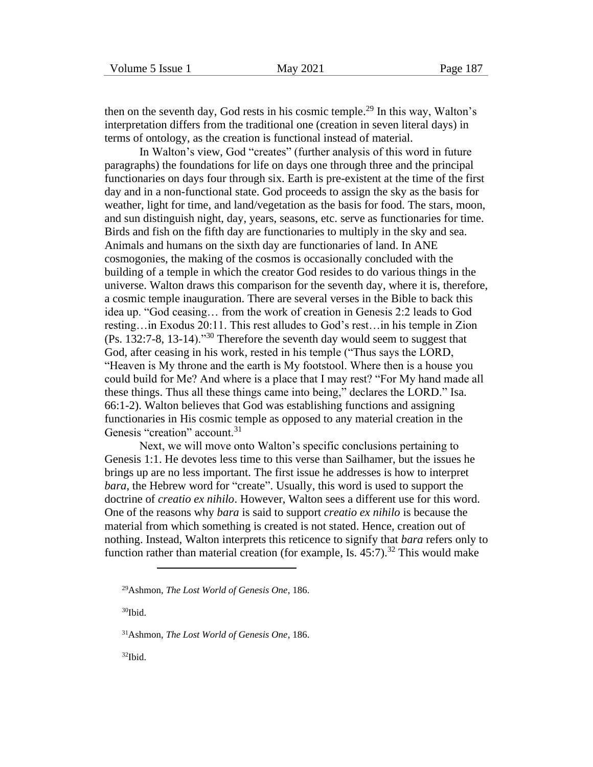then on the seventh day, God rests in his cosmic temple.[29] In this way, Walton's interpretation differs from the traditional one (creation in seven literal days) in terms of ontology, as the creation is functional instead of material.

In Walton's view, God "creates" (further analysis of this word in future paragraphs) the foundations for life on days one through three and the principal functionaries on days four through six. Earth is pre-existent at the time of the first day and in a non-functional state. God proceeds to assign the sky as the basis for weather, light for time, and land/vegetation as the basis for food. The stars, moon, and sun distinguish night, day, years, seasons, etc. serve as functionaries for time. Birds and fish on the fifth day are functionaries to multiply in the sky and sea. Animals and humans on the sixth day are functionaries of land. In ANE cosmogonies, the making of the cosmos is occasionally concluded with the building of a temple in which the creator God resides to do various things in the universe. Walton draws this comparison for the seventh day, where it is, therefore, a cosmic temple inauguration. There are several verses in the Bible to back this idea up. "God ceasing… from the work of creation in Genesis 2:2 leads to God resting…in Exodus 20:11. This rest alludes to God's rest…in his temple in Zion (Ps. 132:7-8, 13-14)."[30] Therefore the seventh day would seem to suggest that God, after ceasing in his work, rested in his temple ("Thus says the LORD, "Heaven is My throne and the earth is My footstool. Where then is a house you could build for Me? And where is a place that I may rest? "For My hand made all these things. Thus all these things came into being," declares the LORD." Isa. 66:1-2). Walton believes that God was establishing functions and assigning functionaries in His cosmic temple as opposed to any material creation in the Genesis "creation" account.[31]

Next, we will move onto Walton's specific conclusions pertaining to Genesis 1:1. He devotes less time to this verse than Sailhamer, but the issues he brings up are no less important. The first issue he addresses is how to interpret *bara*, the Hebrew word for "create". Usually, this word is used to support the doctrine of *creatio ex nihilo*. However, Walton sees a different use for this word. One of the reasons why *bara* is said to support *creatio ex nihilo* is because the material from which something is created is not stated. Hence, creation out of nothing. Instead, Walton interprets this reticence to signify that *bara* refers only to function rather than material creation (for example, Is. 45:7).[32] This would make

---

[29]Ashmon, *The Lost World of Genesis One*, 186.

[30]Ibid.

[31]Ashmon, *The Lost World of Genesis One*, 186.

[32]Ibid.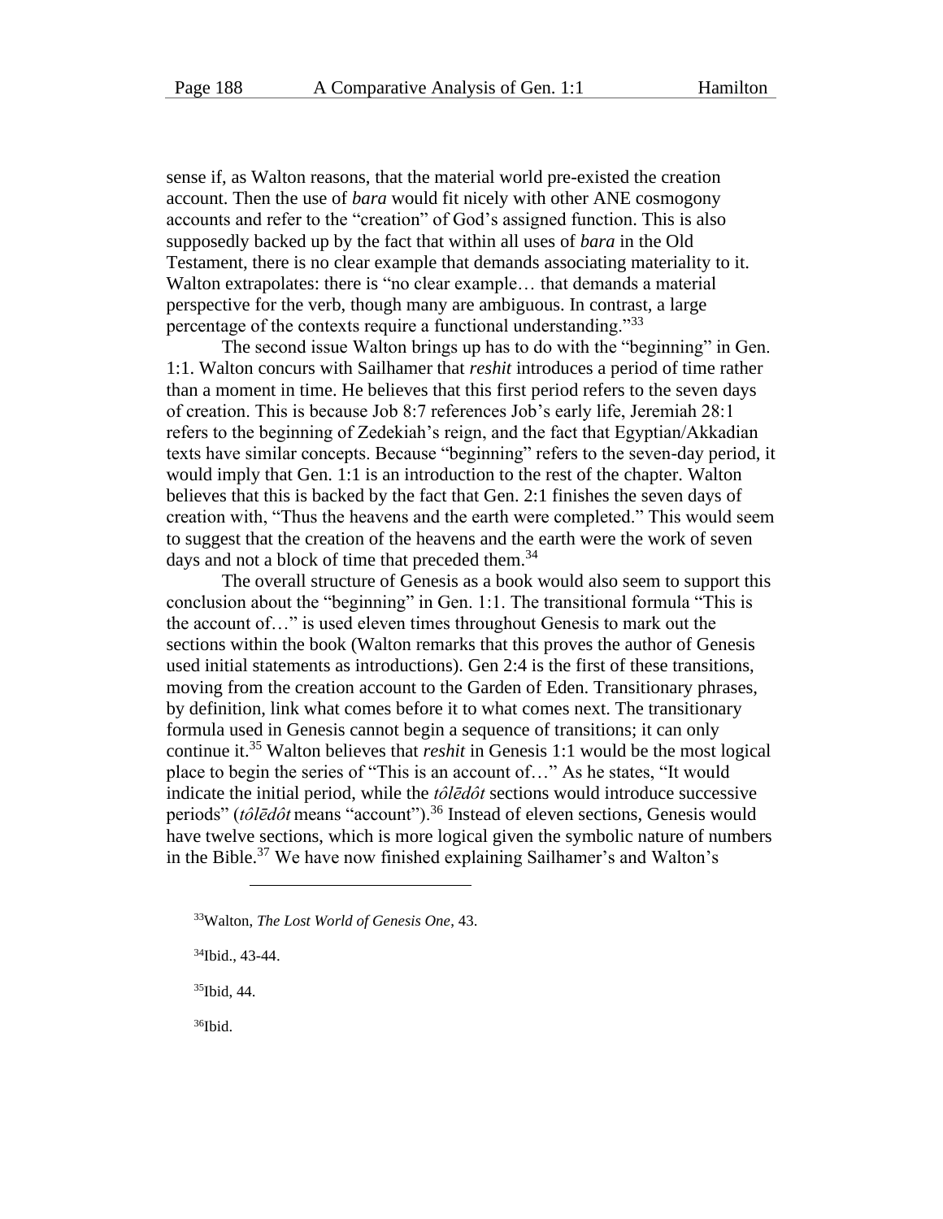sense if, as Walton reasons, that the material world pre-existed the creation account. Then the use of *bara* would fit nicely with other ANE cosmogony accounts and refer to the "creation" of God's assigned function. This is also supposedly backed up by the fact that within all uses of *bara* in the Old Testament, there is no clear example that demands associating materiality to it. Walton extrapolates: there is "no clear example… that demands a material perspective for the verb, though many are ambiguous. In contrast, a large percentage of the contexts require a functional understanding."[33]

The second issue Walton brings up has to do with the "beginning" in Gen. 1:1. Walton concurs with Sailhamer that *reshit* introduces a period of time rather than a moment in time. He believes that this first period refers to the seven days of creation. This is because Job 8:7 references Job's early life, Jeremiah 28:1 refers to the beginning of Zedekiah's reign, and the fact that Egyptian/Akkadian texts have similar concepts. Because "beginning" refers to the seven-day period, it would imply that Gen. 1:1 is an introduction to the rest of the chapter. Walton believes that this is backed by the fact that Gen. 2:1 finishes the seven days of creation with, "Thus the heavens and the earth were completed." This would seem to suggest that the creation of the heavens and the earth were the work of seven days and not a block of time that preceded them.[34]

The overall structure of Genesis as a book would also seem to support this conclusion about the "beginning" in Gen. 1:1. The transitional formula "This is the account of…" is used eleven times throughout Genesis to mark out the sections within the book (Walton remarks that this proves the author of Genesis used initial statements as introductions). Gen 2:4 is the first of these transitions, moving from the creation account to the Garden of Eden. Transitional phrases, by definition, link what comes before it to what comes next. The transitionary formula used in Genesis cannot begin a sequence of transitions; it can only continue it.[35] Walton believes that *reshit* in Genesis 1:1 would be the most logical place to begin the series of "This is an account of…" As he states, "It would indicate the initial period, while the *tôlēdôt* sections would introduce successive periods" (*tôlēdôt* means "account").[36] Instead of eleven sections, Genesis would have twelve sections, which is more logical given the symbolic nature of numbers in the Bible.[37] We have now finished explaining Sailhamer's and Walton's

---

[33]Walton, *The Lost World of Genesis One*, 43.

[34]Ibid., 43-44.

[35]Ibid, 44.

[36]Ibid.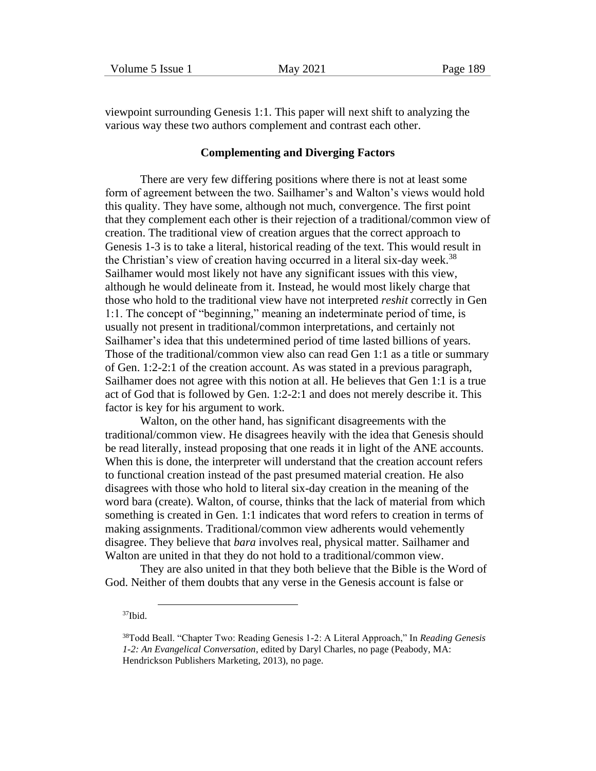viewpoint surrounding Genesis 1:1. This paper will next shift to analyzing the various way these two authors complement and contrast each other.

### Complementing and Diverging Factors

There are very few differing positions where there is not at least some form of agreement between the two. Sailhamer's and Walton's views would hold this quality. They have some, although not much, convergence. The first point that they complement each other is their rejection of a traditional/common view of creation. The traditional view of creation argues that the correct approach to Genesis 1-3 is to take a literal, historical reading of the text. This would result in the Christian's view of creation having occurred in a literal six-day week.[38] Sailhamer would most likely not have any significant issues with this view, although he would delineate from it. Instead, he would most likely charge that those who hold to the traditional view have not interpreted *reshit* correctly in Gen 1:1. The concept of "beginning," meaning an indeterminate period of time, is usually not present in traditional/common interpretations, and certainly not Sailhamer's idea that this undetermined period of time lasted billions of years. Those of the traditional/common view also can read Gen 1:1 as a title or summary of Gen. 1:2-2:1 of the creation account. As was stated in a previous paragraph, Sailhamer does not agree with this notion at all. He believes that Gen 1:1 is a true act of God that is followed by Gen. 1:2-2:1 and does not merely describe it. This factor is key for his argument to work.

Walton, on the other hand, has significant disagreements with the traditional/common view. He disagrees heavily with the idea that Genesis should be read literally, instead proposing that one reads it in light of the ANE accounts. When this is done, the interpreter will understand that the creation account refers to functional creation instead of the past presumed material creation. He also disagrees with those who hold to literal six-day creation in the meaning of the word bara (create). Walton, of course, thinks that the lack of material from which something is created in Gen. 1:1 indicates that word refers to creation in terms of making assignments. Traditional/common view adherents would vehemently disagree. They believe that *bara* involves real, physical matter. Sailhamer and Walton are united in that they do not hold to a traditional/common view.

They are also united in that they both believe that the Bible is the Word of God. Neither of them doubts that any verse in the Genesis account is false or

---

[37]Ibid.

[38]Todd Beall. "Chapter Two: Reading Genesis 1-2: A Literal Approach," In *Reading Genesis 1-2: An Evangelical Conversation*, edited by Daryl Charles, no page (Peabody, MA: Hendrickson Publishers Marketing, 2013), no page.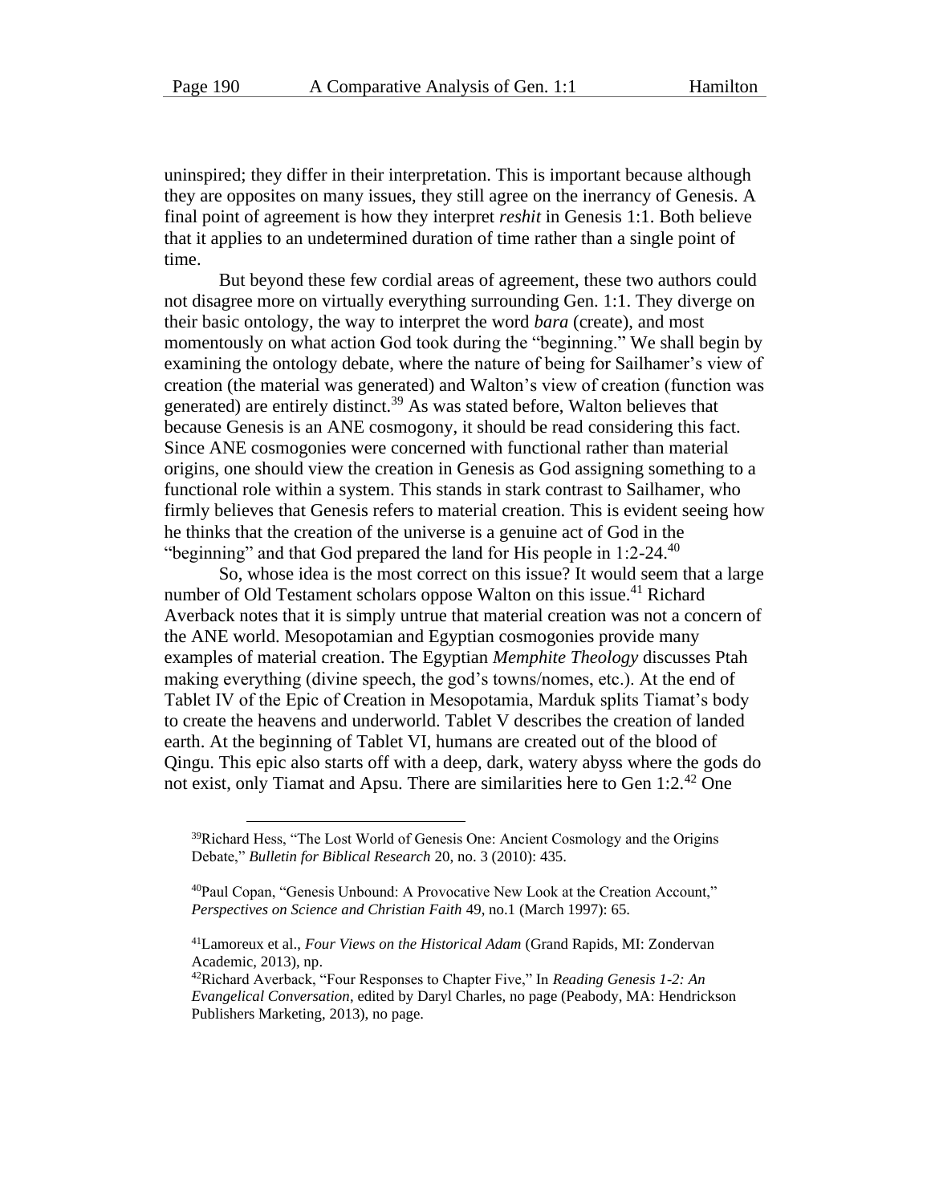uninspired; they differ in their interpretation. This is important because although they are opposites on many issues, they still agree on the inerrancy of Genesis. A final point of agreement is how they interpret *reshit* in Genesis 1:1. Both believe that it applies to an undetermined duration of time rather than a single point of time.

But beyond these few cordial areas of agreement, these two authors could not disagree more on virtually everything surrounding Gen. 1:1. They diverge on their basic ontology, the way to interpret the word *bara* (create), and most momentously on what action God took during the "beginning." We shall begin by examining the ontology debate, where the nature of being for Sailhamer's view of creation (the material was generated) and Walton's view of creation (function was generated) are entirely distinct.[39] As was stated before, Walton believes that because Genesis is an ANE cosmogony, it should be read considering this fact. Since ANE cosmogonies were concerned with functional rather than material origins, one should view the creation in Genesis as God assigning something to a functional role within a system. This stands in stark contrast to Sailhamer, who firmly believes that Genesis refers to material creation. This is evident seeing how he thinks that the creation of the universe is a genuine act of God in the "beginning" and that God prepared the land for His people in 1:2-24.[40]

So, whose idea is the most correct on this issue? It would seem that a large number of Old Testament scholars oppose Walton on this issue.[41] Richard Averback notes that it is simply untrue that material creation was not a concern of the ANE world. Mesopotamian and Egyptian cosmogonies provide many examples of material creation. The Egyptian *Memphite Theology* discusses Ptah making everything (divine speech, the god's towns/nomes, etc.). At the end of Tablet IV of the Epic of Creation in Mesopotamia, Marduk splits Tiamat's body to create the heavens and underworld. Tablet V describes the creation of landed earth. At the beginning of Tablet VI, humans are created out of the blood of Qingu. This epic also starts off with a deep, dark, watery abyss where the gods do not exist, only Tiamat and Apsu. There are similarities here to Gen 1:2.[42] One

---

[39]Richard Hess, "The Lost World of Genesis One: Ancient Cosmology and the Origins Debate," *Bulletin for Biblical Research* 20, no. 3 (2010): 435.

[40]Paul Copan, "Genesis Unbound: A Provocative New Look at the Creation Account," *Perspectives on Science and Christian Faith* 49, no.1 (March 1997): 65.

[41]Lamoreux et al., *Four Views on the Historical Adam* (Grand Rapids, MI: Zondervan Academic, 2013), np.

[42]Richard Averback, "Four Responses to Chapter Five," In *Reading Genesis 1-2: An Evangelical Conversation*, edited by Daryl Charles, no page (Peabody, MA: Hendrickson Publishers Marketing, 2013), no page.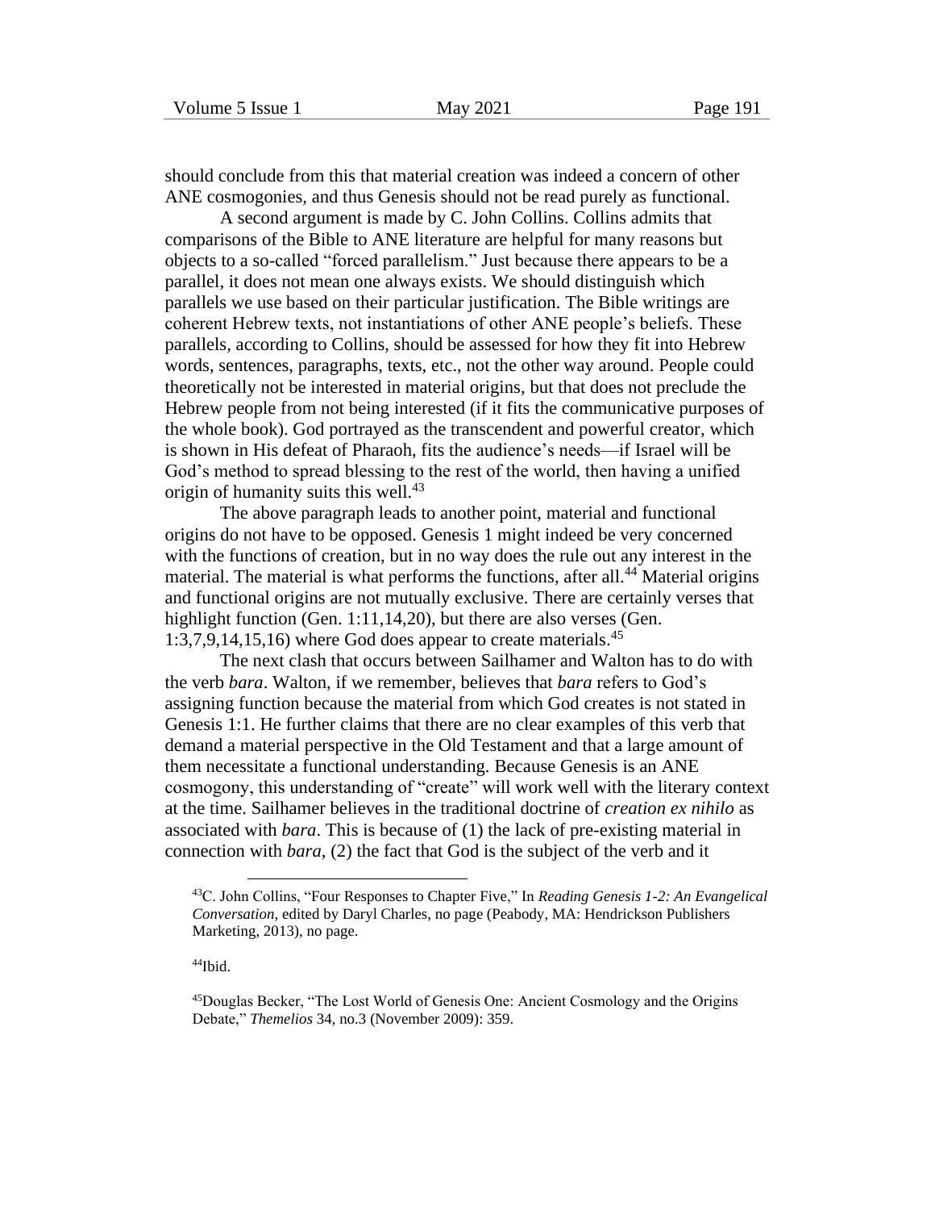should conclude from this that material creation was indeed a concern of other ANE cosmogonies, and thus Genesis should not be read purely as functional.

A second argument is made by C. John Collins. Collins admits that comparisons of the Bible to ANE literature are helpful for many reasons but objects to a so-called "forced parallelism." Just because there appears to be a parallel, it does not mean one always exists. We should distinguish which parallels we use based on their particular justification. The Bible writings are coherent Hebrew texts, not instantiations of other ANE people's beliefs. These parallels, according to Collins, should be assessed for how they fit into Hebrew words, sentences, paragraphs, texts, etc., not the other way around. People could theoretically not be interested in material origins, but that does not preclude the Hebrew people from not being interested (if it fits the communicative purposes of the whole book). God portrayed as the transcendent and powerful creator, which is shown in His defeat of Pharaoh, fits the audience's needs—if Israel will be God's method to spread blessing to the rest of the world, then having a unified origin of humanity suits this well.[43]

The above paragraph leads to another point, material and functional origins do not have to be opposed. Genesis 1 might indeed be very concerned with the functions of creation, but in no way does the rule out any interest in the material. The material is what performs the functions, after all.[44] Material origins and functional origins are not mutually exclusive. There are certainly verses that highlight function (Gen. 1:11,14,20), but there are also verses (Gen. 1:3,7,9,14,15,16) where God does appear to create materials.[45]

The next clash that occurs between Sailhamer and Walton has to do with the verb *bara*. Walton, if we remember, believes that *bara* refers to God's assigning function because the material from which God creates is not stated in Genesis 1:1. He further claims that there are no clear examples of this verb that demand a material perspective in the Old Testament and that a large amount of them necessitate a functional understanding. Because Genesis is an ANE cosmogony, this understanding of "create" will work well with the literary context at the time. Sailhamer believes in the traditional doctrine of *creation ex nihilo* as associated with *bara*. This is because of (1) the lack of pre-existing material in connection with *bara*, (2) the fact that God is the subject of the verb and it

---

[43]C. John Collins, "Four Responses to Chapter Five," In *Reading Genesis 1-2: An Evangelical Conversation*, edited by Daryl Charles, no page (Peabody, MA: Hendrickson Publishers Marketing, 2013), no page.

[44]Ibid.

[45]Douglas Becker, "The Lost World of Genesis One: Ancient Cosmology and the Origins Debate," *Themelios* 34, no.3 (November 2009): 359.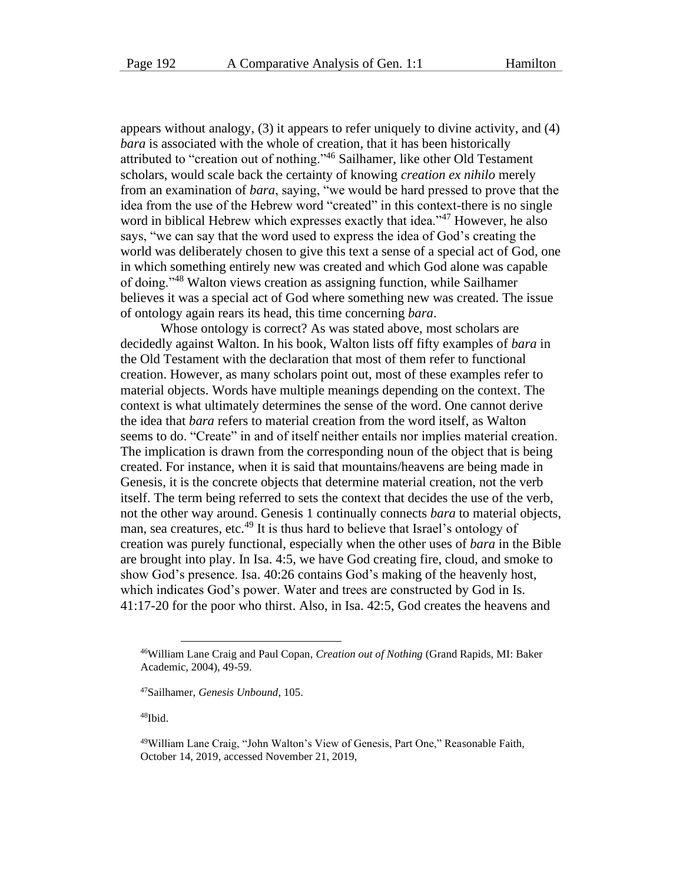appears without analogy, (3) it appears to refer uniquely to divine activity, and (4) *bara* is associated with the whole of creation, that it has been historically attributed to "creation out of nothing."[46] Sailhamer, like other Old Testament scholars, would scale back the certainty of knowing *creation ex nihilo* merely from an examination of *bara*, saying, "we would be hard pressed to prove that the idea from the use of the Hebrew word "created" in this context-there is no single word in biblical Hebrew which expresses exactly that idea."[47] However, he also says, "we can say that the word used to express the idea of God's creating the world was deliberately chosen to give this text a sense of a special act of God, one in which something entirely new was created and which God alone was capable of doing."[48] Walton views creation as assigning function, while Sailhamer believes it was a special act of God where something new was created. The issue of ontology again rears its head, this time concerning *bara*.

Whose ontology is correct? As was stated above, most scholars are decidedly against Walton. In his book, Walton lists off fifty examples of *bara* in the Old Testament with the declaration that most of them refer to functional creation. However, as many scholars point out, most of these examples refer to material objects. Words have multiple meanings depending on the context. The context is what ultimately determines the sense of the word. One cannot derive the idea that *bara* refers to material creation from the word itself, as Walton seems to do. "Create" in and of itself neither entails nor implies material creation. The implication is drawn from the corresponding noun of the object that is being created. For instance, when it is said that mountains/heavens are being made in Genesis, it is the concrete objects that determine material creation, not the verb itself. The term being referred to sets the context that decides the use of the verb, not the other way around. Genesis 1 continually connects *bara* to material objects, man, sea creatures, etc.[49] It is thus hard to believe that Israel's ontology of creation was purely functional, especially when the other uses of *bara* in the Bible are brought into play. In Isa. 4:5, we have God creating fire, cloud, and smoke to show God's presence. Isa. 40:26 contains God's making of the heavenly host, which indicates God's power. Water and trees are constructed by God in Is. 41:17-20 for the poor who thirst. Also, in Isa. 42:5, God creates the heavens and

---

[46]William Lane Craig and Paul Copan, *Creation out of Nothing* (Grand Rapids, MI: Baker Academic, 2004), 49-59.

[47]Sailhamer, *Genesis Unbound*, 105.

[48]Ibid.

[49]William Lane Craig, "John Walton's View of Genesis, Part One," Reasonable Faith, October 14, 2019, accessed November 21, 2019,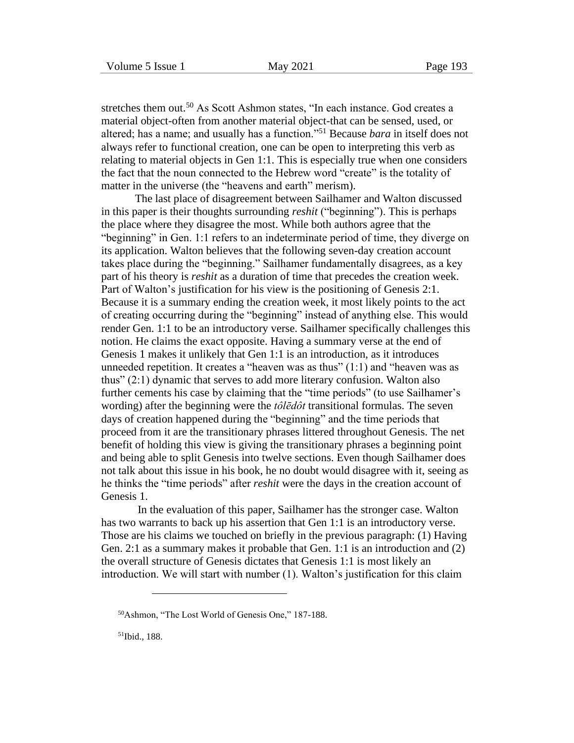stretches them out.[50] As Scott Ashmon states, "In each instance. God creates a material object-often from another material object-that can be sensed, used, or altered; has a name; and usually has a function."[51] Because *bara* in itself does not always refer to functional creation, one can be open to interpreting this verb as relating to material objects in Gen 1:1. This is especially true when one considers the fact that the noun connected to the Hebrew word "create" is the totality of matter in the universe (the "heavens and earth" merism).

The last place of disagreement between Sailhamer and Walton discussed in this paper is their thoughts surrounding *reshit* ("beginning"). This is perhaps the place where they disagree the most. While both authors agree that the "beginning" in Gen. 1:1 refers to an indeterminate period of time, they diverge on its application. Walton believes that the following seven-day creation account takes place during the "beginning." Sailhamer fundamentally disagrees, as a key part of his theory is *reshit* as a duration of time that precedes the creation week. Part of Walton's justification for his view is the positioning of Genesis 2:1. Because it is a summary ending the creation week, it most likely points to the act of creating occurring during the "beginning" instead of anything else. This would render Gen. 1:1 to be an introductory verse. Sailhamer specifically challenges this notion. He claims the exact opposite. Having a summary verse at the end of Genesis 1 makes it unlikely that Gen 1:1 is an introduction, as it introduces unneeded repetition. It creates a "heaven was as thus" (1:1) and "heaven was as thus" (2:1) dynamic that serves to add more literary confusion. Walton also further cements his case by claiming that the "time periods" (to use Sailhamer's wording) after the beginning were the *tôlēdôt* transitional formulas. The seven days of creation happened during the "beginning" and the time periods that proceed from it are the transitionary phrases littered throughout Genesis. The net benefit of holding this view is giving the transitionary phrases a beginning point and being able to split Genesis into twelve sections. Even though Sailhamer does not talk about this issue in his book, he no doubt would disagree with it, seeing as he thinks the "time periods" after *reshit* were the days in the creation account of Genesis 1.

In the evaluation of this paper, Sailhamer has the stronger case. Walton has two warrants to back up his assertion that Gen 1:1 is an introductory verse. Those are his claims we touched on briefly in the previous paragraph: (1) Having Gen. 2:1 as a summary makes it probable that Gen. 1:1 is an introduction and (2) the overall structure of Genesis dictates that Genesis 1:1 is most likely an introduction. We will start with number (1). Walton's justification for this claim

---

[50] Ashmon, "The Lost World of Genesis One," 187-188.

[51] Ibid., 188.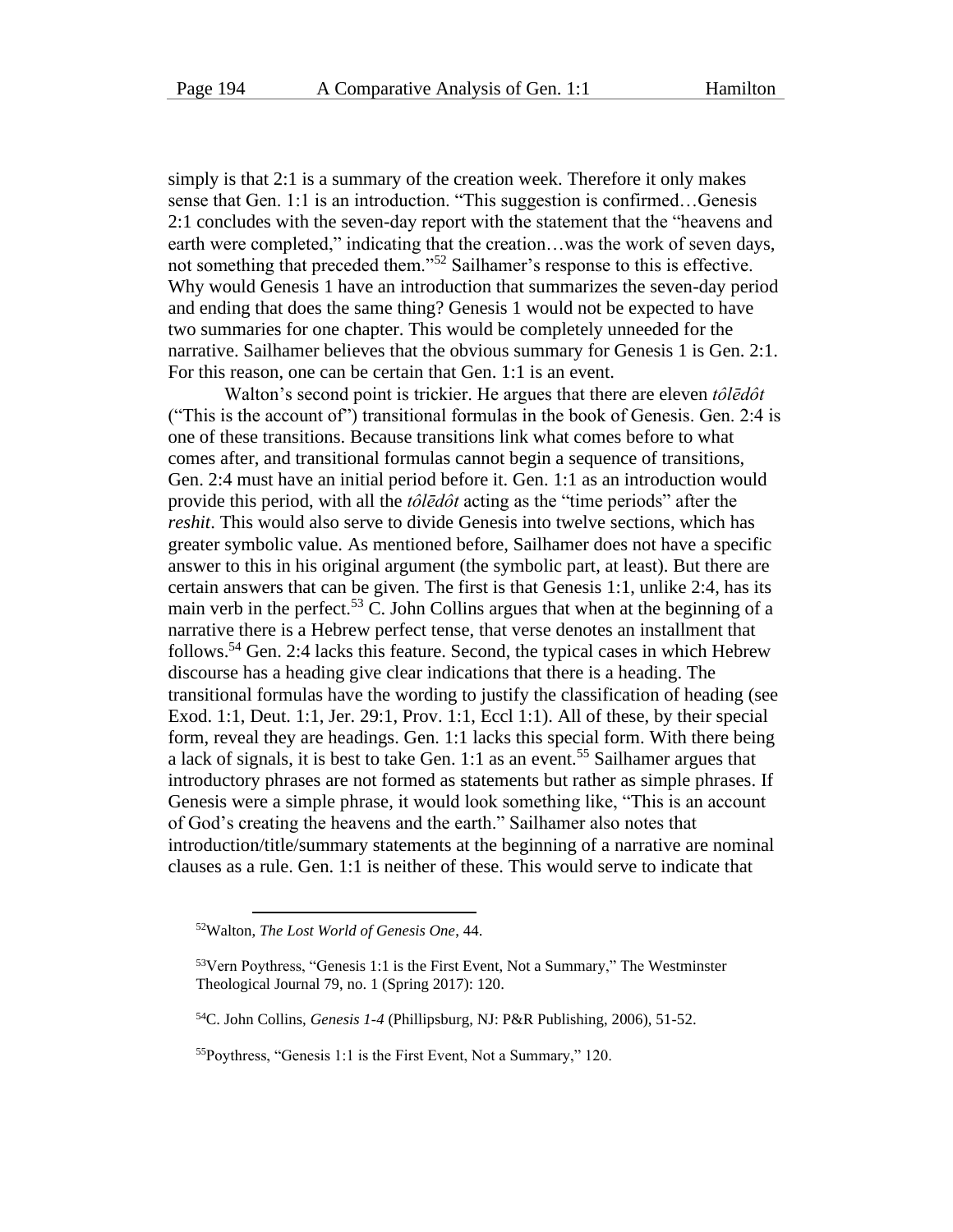simply is that 2:1 is a summary of the creation week. Therefore it only makes sense that Gen. 1:1 is an introduction. "This suggestion is confirmed…Genesis 2:1 concludes with the seven-day report with the statement that the "heavens and earth were completed," indicating that the creation…was the work of seven days, not something that preceded them."[52] Sailhamer's response to this is effective. Why would Genesis 1 have an introduction that summarizes the seven-day period and ending that does the same thing? Genesis 1 would not be expected to have two summaries for one chapter. This would be completely unneeded for the narrative. Sailhamer believes that the obvious summary for Genesis 1 is Gen. 2:1. For this reason, one can be certain that Gen. 1:1 is an event.

Walton's second point is trickier. He argues that there are eleven *tôlēdôt* ("This is the account of") transitional formulas in the book of Genesis. Gen. 2:4 is one of these transitions. Because transitions link what comes before to what comes after, and transitional formulas cannot begin a sequence of transitions, Gen. 2:4 must have an initial period before it. Gen. 1:1 as an introduction would provide this period, with all the *tôlēdôt* acting as the "time periods" after the *reshit*. This would also serve to divide Genesis into twelve sections, which has greater symbolic value. As mentioned before, Sailhamer does not have a specific answer to this in his original argument (the symbolic part, at least). But there are certain answers that can be given. The first is that Genesis 1:1, unlike 2:4, has its main verb in the perfect.[53] C. John Collins argues that when at the beginning of a narrative there is a Hebrew perfect tense, that verse denotes an installment that follows.[54] Gen. 2:4 lacks this feature. Second, the typical cases in which Hebrew discourse has a heading give clear indications that there is a heading. The transitional formulas have the wording to justify the classification of heading (see Exod. 1:1, Deut. 1:1, Jer. 29:1, Prov. 1:1, Eccl 1:1). All of these, by their special form, reveal they are headings. Gen. 1:1 lacks this special form. With there being a lack of signals, it is best to take Gen. 1:1 as an event.[55] Sailhamer argues that introductory phrases are not formed as statements but rather as simple phrases. If Genesis were a simple phrase, it would look something like, "This is an account of God's creating the heavens and the earth." Sailhamer also notes that introduction/title/summary statements at the beginning of a narrative are nominal clauses as a rule. Gen. 1:1 is neither of these. This would serve to indicate that

---

[52] Walton, *The Lost World of Genesis One*, 44.

[53] Vern Poythress, "Genesis 1:1 is the First Event, Not a Summary," The Westminster Theological Journal 79, no. 1 (Spring 2017): 120.

[54] C. John Collins, *Genesis 1-4* (Phillipsburg, NJ: P&R Publishing, 2006), 51-52.

[55] Poythress, "Genesis 1:1 is the First Event, Not a Summary," 120.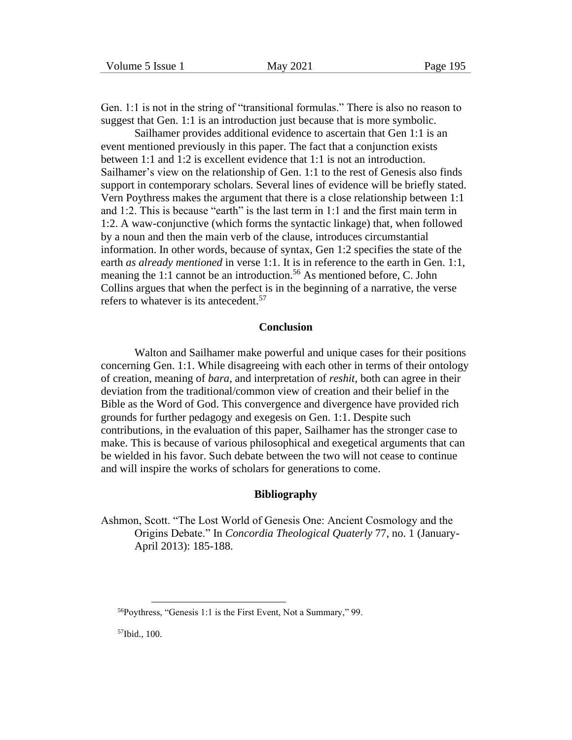Gen. 1:1 is not in the string of "transitional formulas." There is also no reason to suggest that Gen. 1:1 is an introduction just because that is more symbolic.

Sailhamer provides additional evidence to ascertain that Gen 1:1 is an event mentioned previously in this paper. The fact that a conjunction exists between 1:1 and 1:2 is excellent evidence that 1:1 is not an introduction. Sailhamer's view on the relationship of Gen. 1:1 to the rest of Genesis also finds support in contemporary scholars. Several lines of evidence will be briefly stated. Vern Poythress makes the argument that there is a close relationship between 1:1 and 1:2. This is because "earth" is the last term in 1:1 and the first main term in 1:2. A waw-conjunctive (which forms the syntactic linkage) that, when followed by a noun and then the main verb of the clause, introduces circumstantial information. In other words, because of syntax, Gen 1:2 specifies the state of the earth *as already mentioned* in verse 1:1. It is in reference to the earth in Gen. 1:1, meaning the 1:1 cannot be an introduction.[56] As mentioned before, C. John Collins argues that when the perfect is in the beginning of a narrative, the verse refers to whatever is its antecedent.[57]

## Conclusion

Walton and Sailhamer make powerful and unique cases for their positions concerning Gen. 1:1. While disagreeing with each other in terms of their ontology of creation, meaning of *bara*, and interpretation of *reshit*, both can agree in their deviation from the traditional/common view of creation and their belief in the Bible as the Word of God. This convergence and divergence have provided rich grounds for further pedagogy and exegesis on Gen. 1:1. Despite such contributions, in the evaluation of this paper, Sailhamer has the stronger case to make. This is because of various philosophical and exegetical arguments that can be wielded in his favor. Such debate between the two will not cease to continue and will inspire the works of scholars for generations to come.

## Bibliography

Ashmon, Scott. "The Lost World of Genesis One: Ancient Cosmology and the Origins Debate." In *Concordia Theological Quaterly* 77, no. 1 (January-April 2013): 185-188.

---

[56] Poythress, "Genesis 1:1 is the First Event, Not a Summary," 99.

[57] Ibid., 100.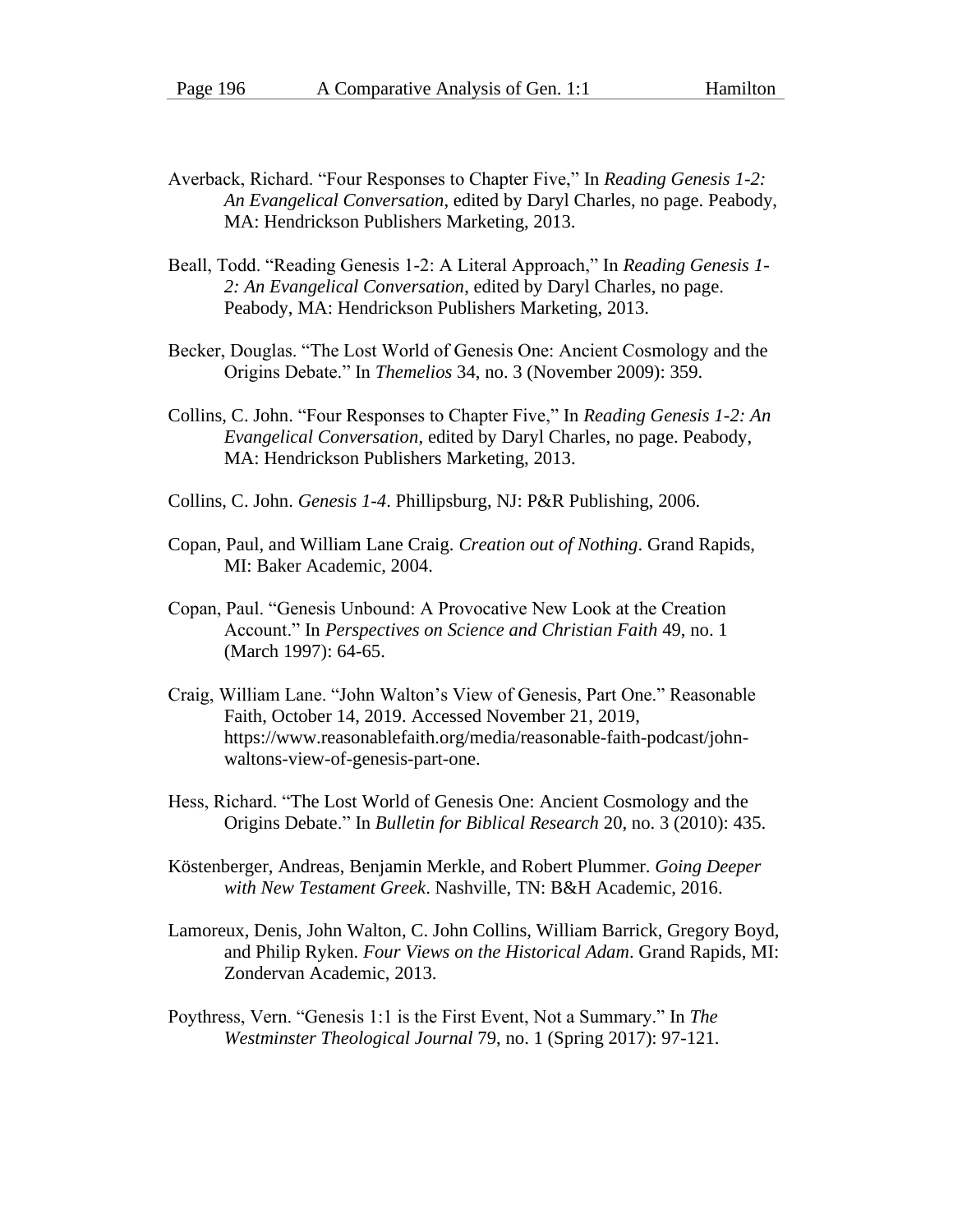Averback, Richard. “Four Responses to Chapter Five,” In *Reading Genesis 1-2: An Evangelical Conversation*, edited by Daryl Charles, no page. Peabody, MA: Hendrickson Publishers Marketing, 2013.

Beall, Todd. “Reading Genesis 1-2: A Literal Approach,” In *Reading Genesis 1-2: An Evangelical Conversation*, edited by Daryl Charles, no page. Peabody, MA: Hendrickson Publishers Marketing, 2013.

Becker, Douglas. “The Lost World of Genesis One: Ancient Cosmology and the Origins Debate.” In *Themelios* 34, no. 3 (November 2009): 359.

Collins, C. John. “Four Responses to Chapter Five,” In *Reading Genesis 1-2: An Evangelical Conversation*, edited by Daryl Charles, no page. Peabody, MA: Hendrickson Publishers Marketing, 2013.

Collins, C. John. *Genesis 1-4*. Phillipsburg, NJ: P&R Publishing, 2006.

Copan, Paul, and William Lane Craig. *Creation out of Nothing*. Grand Rapids, MI: Baker Academic, 2004.

Copan, Paul. “Genesis Unbound: A Provocative New Look at the Creation Account.” In *Perspectives on Science and Christian Faith* 49, no. 1 (March 1997): 64-65.

Craig, William Lane. “John Walton’s View of Genesis, Part One.” Reasonable Faith, October 14, 2019. Accessed November 21, 2019, https://www.reasonablefaith.org/media/reasonable-faith-podcast/john-waltons-view-of-genesis-part-one.

Hess, Richard. “The Lost World of Genesis One: Ancient Cosmology and the Origins Debate.” In *Bulletin for Biblical Research* 20, no. 3 (2010): 435.

Köstenberger, Andreas, Benjamin Merkle, and Robert Plummer. *Going Deeper with New Testament Greek*. Nashville, TN: B&H Academic, 2016.

Lamoreux, Denis, John Walton, C. John Collins, William Barrick, Gregory Boyd, and Philip Ryken. *Four Views on the Historical Adam*. Grand Rapids, MI: Zondervan Academic, 2013.

Poythress, Vern. “Genesis 1:1 is the First Event, Not a Summary.” In *The Westminster Theological Journal* 79, no. 1 (Spring 2017): 97-121.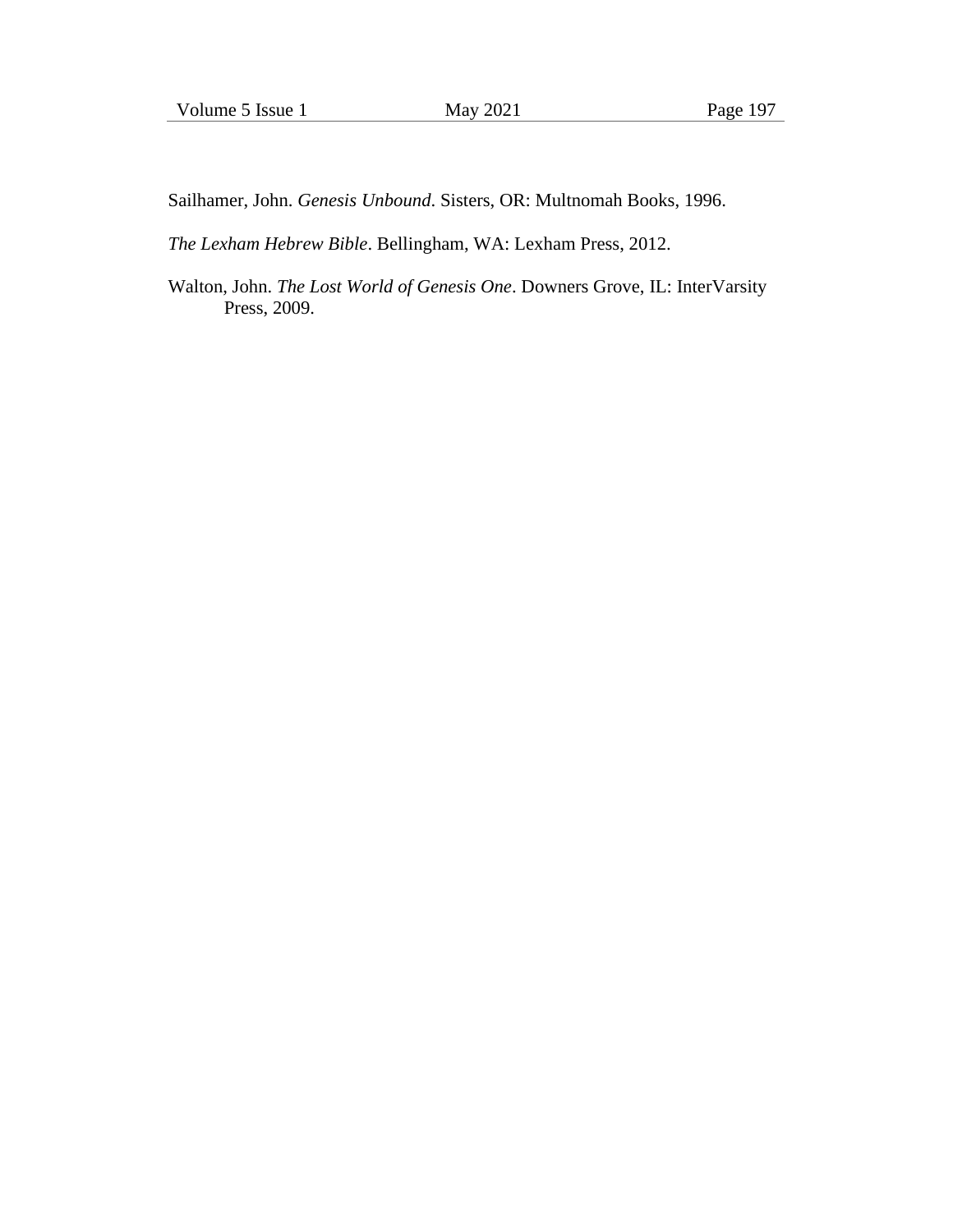Sailhamer, John. *Genesis Unbound*. Sisters, OR: Multnomah Books, 1996.

*The Lexham Hebrew Bible*. Bellingham, WA: Lexham Press, 2012.

Walton, John. *The Lost World of Genesis One*. Downers Grove, IL: InterVarsity Press, 2009.